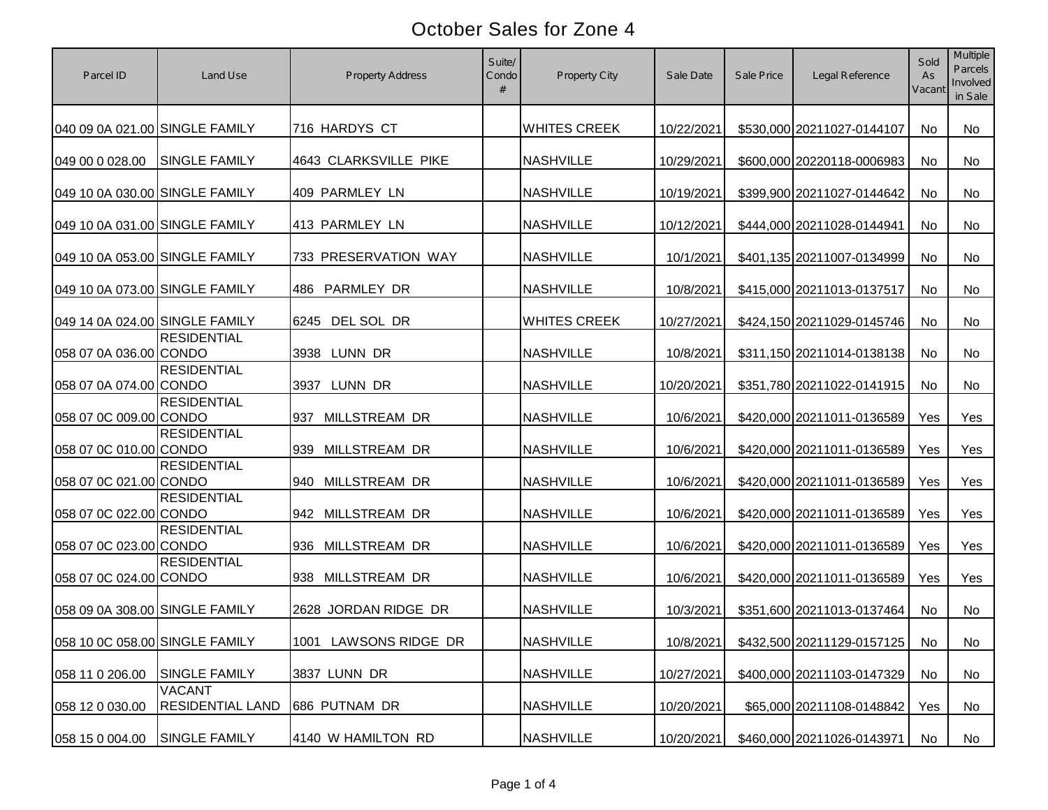# October Sales for Zone 4

| Parcel ID | Land Use | Property Address | Suite/ Condo # | Property City | Sale Date | Sale Price | Legal Reference | Sold As Vacant | Multiple Parcels Involved in Sale |
|---|---|---|---|---|---|---|---|---|---|
| 040 09 0A 021.00 | SINGLE FAMILY | 716 HARDYS CT | | WHITES CREEK | 10/22/2021 | $530,000 | 20211027-0144107 | No | No |
| 049 00 0 028.00 | SINGLE FAMILY | 4643 CLARKSVILLE PIKE | | NASHVILLE | 10/29/2021 | $600,000 | 20220118-0006983 | No | No |
| 049 10 0A 030.00 | SINGLE FAMILY | 409 PARMLEY LN | | NASHVILLE | 10/19/2021 | $399,900 | 20211027-0144642 | No | No |
| 049 10 0A 031.00 | SINGLE FAMILY | 413 PARMLEY LN | | NASHVILLE | 10/12/2021 | $444,000 | 20211028-0144941 | No | No |
| 049 10 0A 053.00 | SINGLE FAMILY | 733 PRESERVATION WAY | | NASHVILLE | 10/1/2021 | $401,135 | 20211007-0134999 | No | No |
| 049 10 0A 073.00 | SINGLE FAMILY | 486 PARMLEY DR | | NASHVILLE | 10/8/2021 | $415,000 | 20211013-0137517 | No | No |
| 049 14 0A 024.00 | SINGLE FAMILY | 6245 DEL SOL DR | | WHITES CREEK | 10/27/2021 | $424,150 | 20211029-0145746 | No | No |
| 058 07 0A 036.00 | RESIDENTIAL CONDO | 3938 LUNN DR | | NASHVILLE | 10/8/2021 | $311,150 | 20211014-0138138 | No | No |
| 058 07 0A 074.00 | RESIDENTIAL CONDO | 3937 LUNN DR | | NASHVILLE | 10/20/2021 | $351,780 | 20211022-0141915 | No | No |
| 058 07 0C 009.00 | RESIDENTIAL CONDO | 937 MILLSTREAM DR | | NASHVILLE | 10/6/2021 | $420,000 | 20211011-0136589 | Yes | Yes |
| 058 07 0C 010.00 | RESIDENTIAL CONDO | 939 MILLSTREAM DR | | NASHVILLE | 10/6/2021 | $420,000 | 20211011-0136589 | Yes | Yes |
| 058 07 0C 021.00 | RESIDENTIAL CONDO | 940 MILLSTREAM DR | | NASHVILLE | 10/6/2021 | $420,000 | 20211011-0136589 | Yes | Yes |
| 058 07 0C 022.00 | RESIDENTIAL CONDO | 942 MILLSTREAM DR | | NASHVILLE | 10/6/2021 | $420,000 | 20211011-0136589 | Yes | Yes |
| 058 07 0C 023.00 | RESIDENTIAL CONDO | 936 MILLSTREAM DR | | NASHVILLE | 10/6/2021 | $420,000 | 20211011-0136589 | Yes | Yes |
| 058 07 0C 024.00 | RESIDENTIAL CONDO | 938 MILLSTREAM DR | | NASHVILLE | 10/6/2021 | $420,000 | 20211011-0136589 | Yes | Yes |
| 058 09 0A 308.00 | SINGLE FAMILY | 2628 JORDAN RIDGE DR | | NASHVILLE | 10/3/2021 | $351,600 | 20211013-0137464 | No | No |
| 058 10 0C 058.00 | SINGLE FAMILY | 1001 LAWSONS RIDGE DR | | NASHVILLE | 10/8/2021 | $432,500 | 20211129-0157125 | No | No |
| 058 11 0 206.00 | SINGLE FAMILY | 3837 LUNN DR | | NASHVILLE | 10/27/2021 | $400,000 | 20211103-0147329 | No | No |
| 058 12 0 030.00 | VACANT RESIDENTIAL LAND | 686 PUTNAM DR | | NASHVILLE | 10/20/2021 | $65,000 | 20211108-0148842 | Yes | No |
| 058 15 0 004.00 | SINGLE FAMILY | 4140 W HAMILTON RD | | NASHVILLE | 10/20/2021 | $460,000 | 20211026-0143971 | No | No |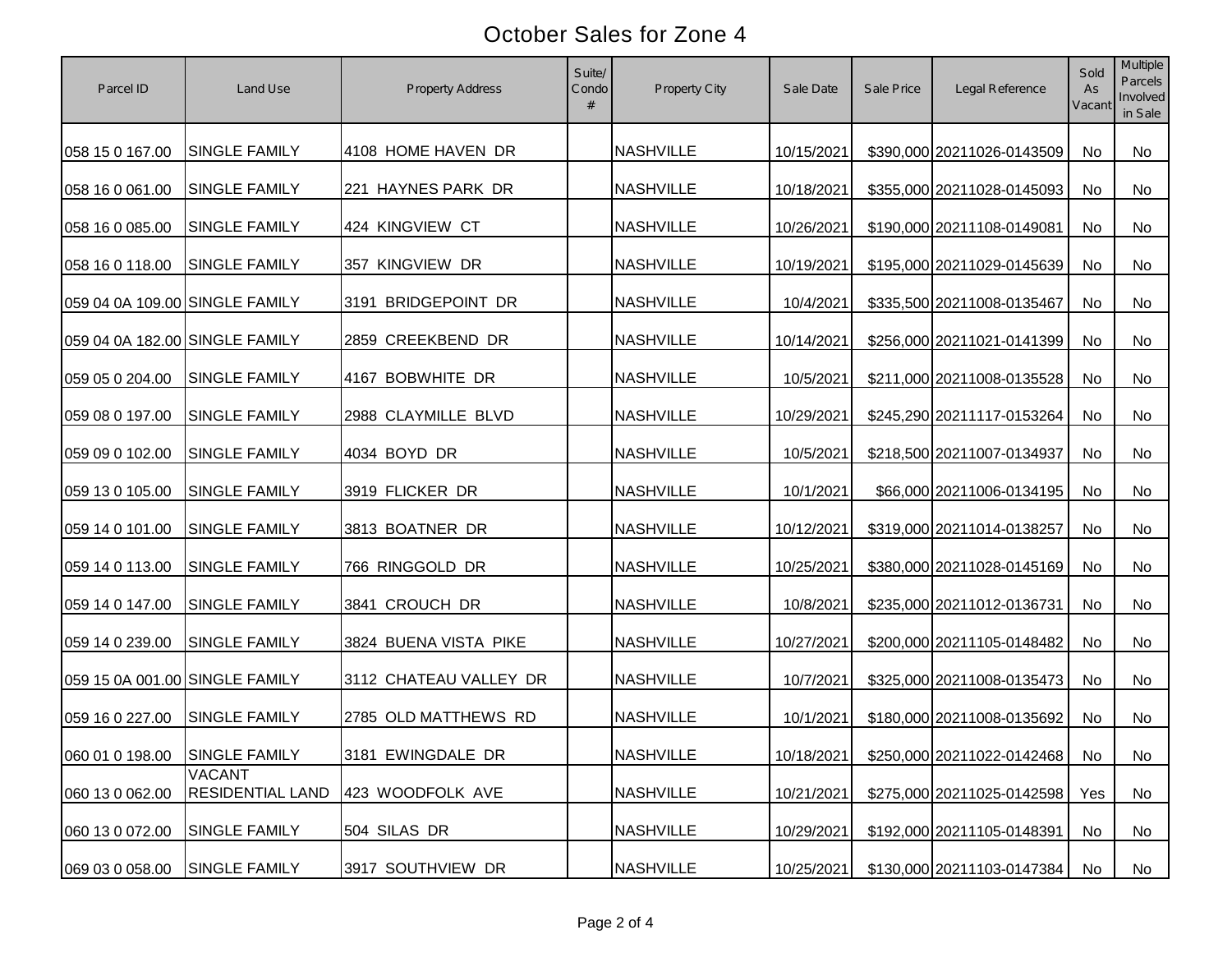# October Sales for Zone 4

| Parcel ID | Land Use | Property Address | Suite/ Condo # | Property City | Sale Date | Sale Price | Legal Reference | Sold As Vacant | Multiple Parcels Involved in Sale |
|---|---|---|---|---|---|---|---|---|---|
| 058 15 0 167.00 | SINGLE FAMILY | 4108 HOME HAVEN DR | | NASHVILLE | 10/15/2021 | $390,000 | 20211026-0143509 | No | No |
| 058 16 0 061.00 | SINGLE FAMILY | 221 HAYNES PARK DR | | NASHVILLE | 10/18/2021 | $355,000 | 20211028-0145093 | No | No |
| 058 16 0 085.00 | SINGLE FAMILY | 424 KINGVIEW CT | | NASHVILLE | 10/26/2021 | $190,000 | 20211108-0149081 | No | No |
| 058 16 0 118.00 | SINGLE FAMILY | 357 KINGVIEW DR | | NASHVILLE | 10/19/2021 | $195,000 | 20211029-0145639 | No | No |
| 059 04 0A 109.00 | SINGLE FAMILY | 3191 BRIDGEPOINT DR | | NASHVILLE | 10/4/2021 | $335,500 | 20211008-0135467 | No | No |
| 059 04 0A 182.00 | SINGLE FAMILY | 2859 CREEKBEND DR | | NASHVILLE | 10/14/2021 | $256,000 | 20211021-0141399 | No | No |
| 059 05 0 204.00 | SINGLE FAMILY | 4167 BOBWHITE DR | | NASHVILLE | 10/5/2021 | $211,000 | 20211008-0135528 | No | No |
| 059 08 0 197.00 | SINGLE FAMILY | 2988 CLAYMILLE BLVD | | NASHVILLE | 10/29/2021 | $245,290 | 20211117-0153264 | No | No |
| 059 09 0 102.00 | SINGLE FAMILY | 4034 BOYD DR | | NASHVILLE | 10/5/2021 | $218,500 | 20211007-0134937 | No | No |
| 059 13 0 105.00 | SINGLE FAMILY | 3919 FLICKER DR | | NASHVILLE | 10/1/2021 | $66,000 | 20211006-0134195 | No | No |
| 059 14 0 101.00 | SINGLE FAMILY | 3813 BOATNER DR | | NASHVILLE | 10/12/2021 | $319,000 | 20211014-0138257 | No | No |
| 059 14 0 113.00 | SINGLE FAMILY | 766 RINGGOLD DR | | NASHVILLE | 10/25/2021 | $380,000 | 20211028-0145169 | No | No |
| 059 14 0 147.00 | SINGLE FAMILY | 3841 CROUCH DR | | NASHVILLE | 10/8/2021 | $235,000 | 20211012-0136731 | No | No |
| 059 14 0 239.00 | SINGLE FAMILY | 3824 BUENA VISTA PIKE | | NASHVILLE | 10/27/2021 | $200,000 | 20211105-0148482 | No | No |
| 059 15 0A 001.00 | SINGLE FAMILY | 3112 CHATEAU VALLEY DR | | NASHVILLE | 10/7/2021 | $325,000 | 20211008-0135473 | No | No |
| 059 16 0 227.00 | SINGLE FAMILY | 2785 OLD MATTHEWS RD | | NASHVILLE | 10/1/2021 | $180,000 | 20211008-0135692 | No | No |
| 060 01 0 198.00 | SINGLE FAMILY | 3181 EWINGDALE DR | | NASHVILLE | 10/18/2021 | $250,000 | 20211022-0142468 | No | No |
| 060 13 0 062.00 | VACANT RESIDENTIAL LAND | 423 WOODFOLK AVE | | NASHVILLE | 10/21/2021 | $275,000 | 20211025-0142598 | Yes | No |
| 060 13 0 072.00 | SINGLE FAMILY | 504 SILAS DR | | NASHVILLE | 10/29/2021 | $192,000 | 20211105-0148391 | No | No |
| 069 03 0 058.00 | SINGLE FAMILY | 3917 SOUTHVIEW DR | | NASHVILLE | 10/25/2021 | $130,000 | 20211103-0147384 | No | No |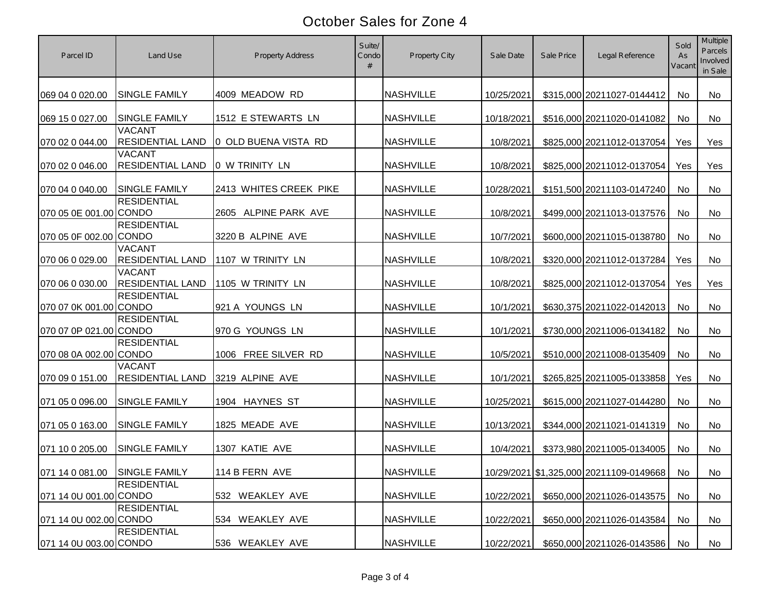# October Sales for Zone 4

| Parcel ID | Land Use | Property Address | Suite/ Condo # | Property City | Sale Date | Sale Price | Legal Reference | Sold As Vacant | Multiple Parcels Involved in Sale |
|---|---|---|---|---|---|---|---|---|---|
| 069 04 0 020.00 | SINGLE FAMILY | 4009 MEADOW RD | | NASHVILLE | 10/25/2021 | $315,000 | 20211027-0144412 | No | No |
| 069 15 0 027.00 | SINGLE FAMILY | 1512 E STEWARTS LN | | NASHVILLE | 10/18/2021 | $516,000 | 20211020-0141082 | No | No |
| 070 02 0 044.00 | VACANT RESIDENTIAL LAND | 0 OLD BUENA VISTA RD | | NASHVILLE | 10/8/2021 | $825,000 | 20211012-0137054 | Yes | Yes |
| 070 02 0 046.00 | VACANT RESIDENTIAL LAND | 0 W TRINITY LN | | NASHVILLE | 10/8/2021 | $825,000 | 20211012-0137054 | Yes | Yes |
| 070 04 0 040.00 | SINGLE FAMILY | 2413 WHITES CREEK PIKE | | NASHVILLE | 10/28/2021 | $151,500 | 20211103-0147240 | No | No |
| 070 05 0E 001.00 | RESIDENTIAL CONDO | 2605 ALPINE PARK AVE | | NASHVILLE | 10/8/2021 | $499,000 | 20211013-0137576 | No | No |
| 070 05 0F 002.00 | RESIDENTIAL CONDO | 3220 B ALPINE AVE | | NASHVILLE | 10/7/2021 | $600,000 | 20211015-0138780 | No | No |
| 070 06 0 029.00 | VACANT RESIDENTIAL LAND | 1107 W TRINITY LN | | NASHVILLE | 10/8/2021 | $320,000 | 20211012-0137284 | Yes | No |
| 070 06 0 030.00 | VACANT RESIDENTIAL LAND | 1105 W TRINITY LN | | NASHVILLE | 10/8/2021 | $825,000 | 20211012-0137054 | Yes | Yes |
| 070 07 0K 001.00 | RESIDENTIAL CONDO | 921 A YOUNGS LN | | NASHVILLE | 10/1/2021 | $630,375 | 20211022-0142013 | No | No |
| 070 07 0P 021.00 | RESIDENTIAL CONDO | 970 G YOUNGS LN | | NASHVILLE | 10/1/2021 | $730,000 | 20211006-0134182 | No | No |
| 070 08 0A 002.00 | RESIDENTIAL CONDO | 1006 FREE SILVER RD | | NASHVILLE | 10/5/2021 | $510,000 | 20211008-0135409 | No | No |
| 070 09 0 151.00 | VACANT RESIDENTIAL LAND | 3219 ALPINE AVE | | NASHVILLE | 10/1/2021 | $265,825 | 20211005-0133858 | Yes | No |
| 071 05 0 096.00 | SINGLE FAMILY | 1904 HAYNES ST | | NASHVILLE | 10/25/2021 | $615,000 | 20211027-0144280 | No | No |
| 071 05 0 163.00 | SINGLE FAMILY | 1825 MEADE AVE | | NASHVILLE | 10/13/2021 | $344,000 | 20211021-0141319 | No | No |
| 071 10 0 205.00 | SINGLE FAMILY | 1307 KATIE AVE | | NASHVILLE | 10/4/2021 | $373,980 | 20211005-0134005 | No | No |
| 071 14 0 081.00 | SINGLE FAMILY | 114 B FERN AVE | | NASHVILLE | 10/29/2021 | $1,325,000 | 20211109-0149668 | No | No |
| 071 14 0U 001.00 | RESIDENTIAL CONDO | 532 WEAKLEY AVE | | NASHVILLE | 10/22/2021 | $650,000 | 20211026-0143575 | No | No |
| 071 14 0U 002.00 | RESIDENTIAL CONDO | 534 WEAKLEY AVE | | NASHVILLE | 10/22/2021 | $650,000 | 20211026-0143584 | No | No |
| 071 14 0U 003.00 | RESIDENTIAL CONDO | 536 WEAKLEY AVE | | NASHVILLE | 10/22/2021 | $650,000 | 20211026-0143586 | No | No |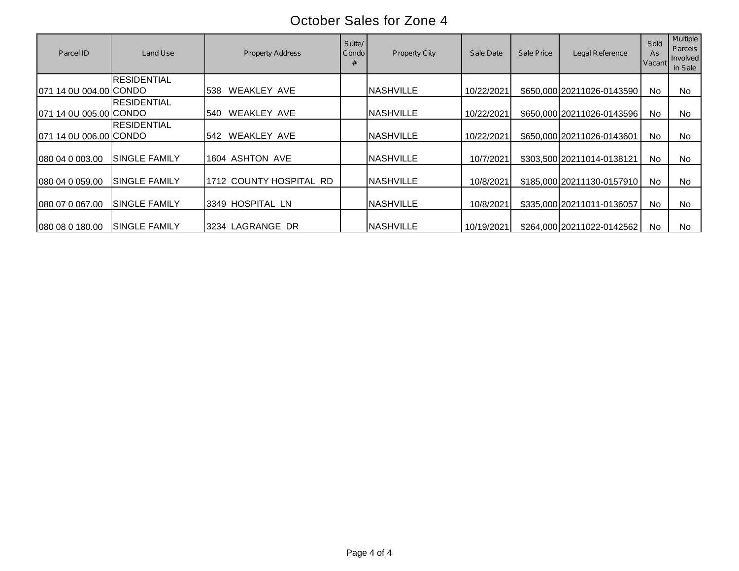# October Sales for Zone 4

| Parcel ID | Land Use | Property Address | Suite/ Condo # | Property City | Sale Date | Sale Price | Legal Reference | Sold As Vacant | Multiple Parcels Involved in Sale |
|---|---|---|---|---|---|---|---|---|---|
| 071 14 0U 004.00 | RESIDENTIAL CONDO | 538 WEAKLEY AVE | | NASHVILLE | 10/22/2021 | $650,000 | 20211026-0143590 | No | No |
| 071 14 0U 005.00 | RESIDENTIAL CONDO | 540 WEAKLEY AVE | | NASHVILLE | 10/22/2021 | $650,000 | 20211026-0143596 | No | No |
| 071 14 0U 006.00 | RESIDENTIAL CONDO | 542 WEAKLEY AVE | | NASHVILLE | 10/22/2021 | $650,000 | 20211026-0143601 | No | No |
| 080 04 0 003.00 | SINGLE FAMILY | 1604 ASHTON AVE | | NASHVILLE | 10/7/2021 | $303,500 | 20211014-0138121 | No | No |
| 080 04 0 059.00 | SINGLE FAMILY | 1712 COUNTY HOSPITAL RD | | NASHVILLE | 10/8/2021 | $185,000 | 20211130-0157910 | No | No |
| 080 07 0 067.00 | SINGLE FAMILY | 3349 HOSPITAL LN | | NASHVILLE | 10/8/2021 | $335,000 | 20211011-0136057 | No | No |
| 080 08 0 180.00 | SINGLE FAMILY | 3234 LAGRANGE DR | | NASHVILLE | 10/19/2021 | $264,000 | 20211022-0142562 | No | No |